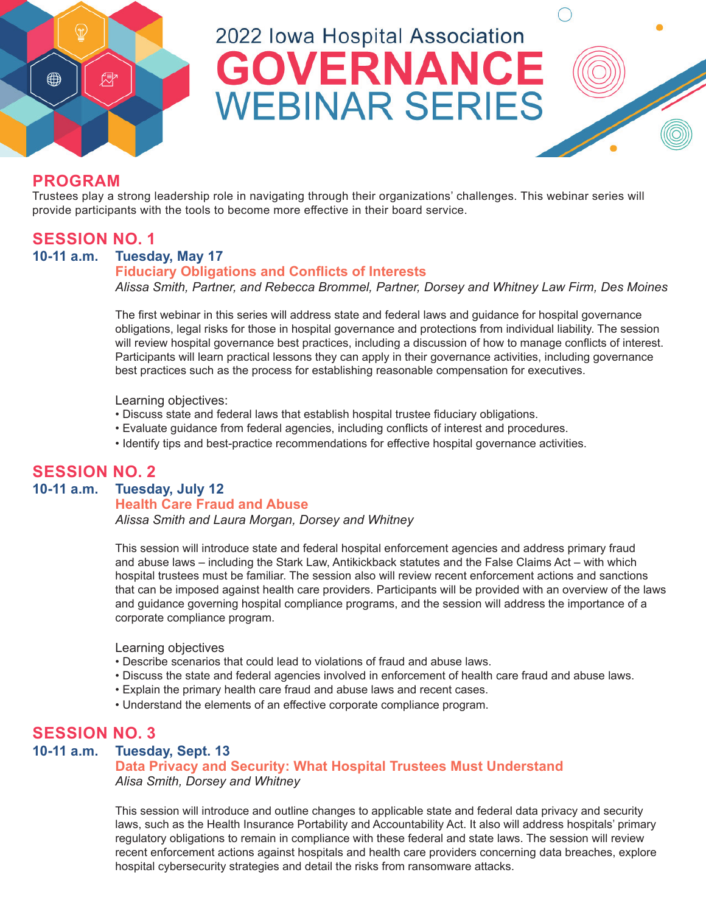# 2022 Iowa Hospital Association GOVERNANCE WEBINAR SERIES

## PROGRAM

Trustees play a strong leadership role in navigating through their organizations' challenges. This webinar series will provide participants with the tools to become more effective in their board service.

## SESSION NO. 1

**10-11 a.m.** **Tuesday, May 17**

### Fiduciary Obligations and Conflicts of Interests

*Alissa Smith, Partner, and Rebecca Brommel, Partner, Dorsey and Whitney Law Firm, Des Moines*

The first webinar in this series will address state and federal laws and guidance for hospital governance obligations, legal risks for those in hospital governance and protections from individual liability. The session will review hospital governance best practices, including a discussion of how to manage conflicts of interest. Participants will learn practical lessons they can apply in their governance activities, including governance best practices such as the process for establishing reasonable compensation for executives.

Learning objectives:

- Discuss state and federal laws that establish hospital trustee fiduciary obligations.
- Evaluate guidance from federal agencies, including conflicts of interest and procedures.
- Identify tips and best-practice recommendations for effective hospital governance activities.

## SESSION NO. 2

**10-11 a.m.** **Tuesday, July 12**

### Health Care Fraud and Abuse

*Alissa Smith and Laura Morgan, Dorsey and Whitney*

This session will introduce state and federal hospital enforcement agencies and address primary fraud and abuse laws – including the Stark Law, Antikickback statutes and the False Claims Act – with which hospital trustees must be familiar. The session also will review recent enforcement actions and sanctions that can be imposed against health care providers. Participants will be provided with an overview of the laws and guidance governing hospital compliance programs, and the session will address the importance of a corporate compliance program.

Learning objectives

- Describe scenarios that could lead to violations of fraud and abuse laws.
- Discuss the state and federal agencies involved in enforcement of health care fraud and abuse laws.
- Explain the primary health care fraud and abuse laws and recent cases.
- Understand the elements of an effective corporate compliance program.

## SESSION NO. 3

**10-11 a.m.** **Tuesday, Sept. 13**

### Data Privacy and Security: What Hospital Trustees Must Understand

*Alisa Smith, Dorsey and Whitney*

This session will introduce and outline changes to applicable state and federal data privacy and security laws, such as the Health Insurance Portability and Accountability Act. It also will address hospitals' primary regulatory obligations to remain in compliance with these federal and state laws. The session will review recent enforcement actions against hospitals and health care providers concerning data breaches, explore hospital cybersecurity strategies and detail the risks from ransomware attacks.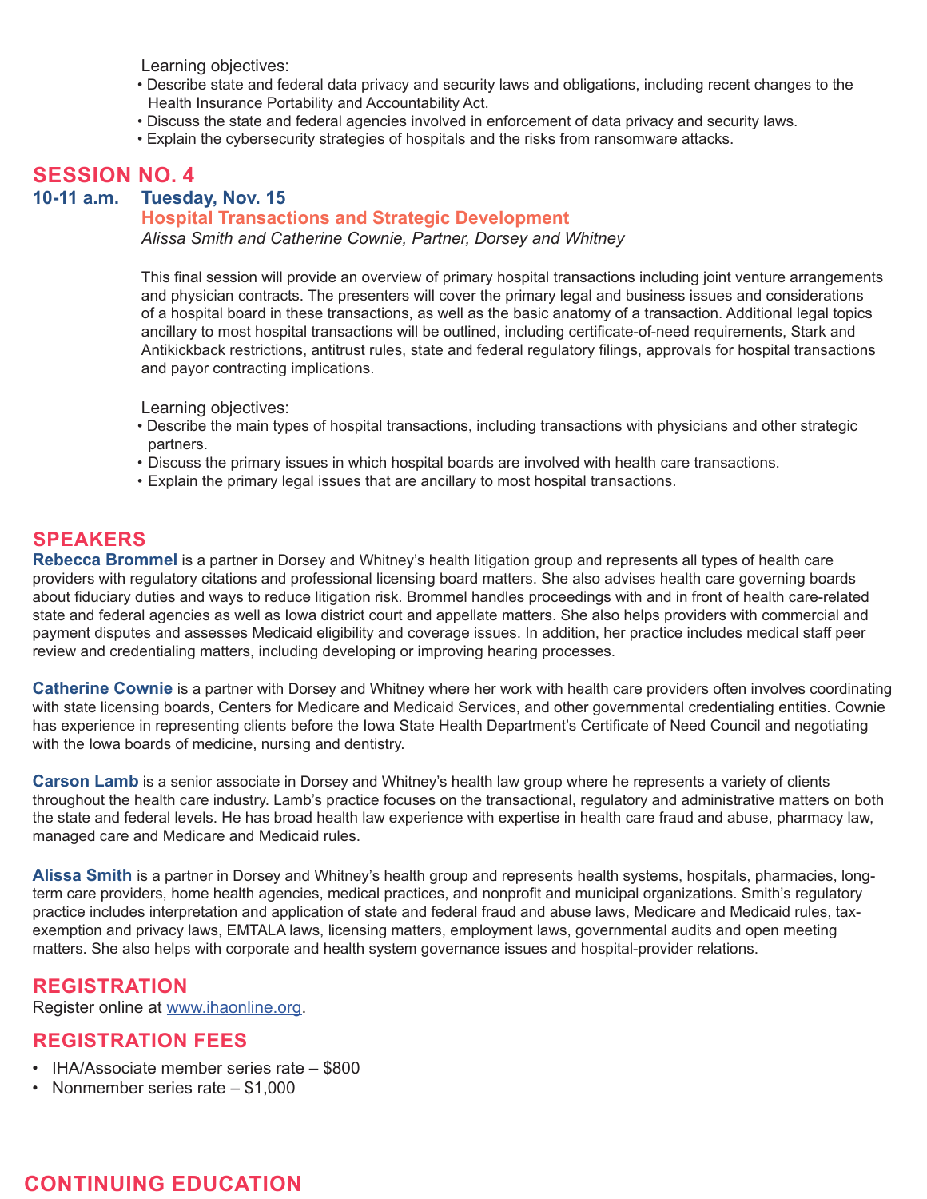Learning objectives:

- Describe state and federal data privacy and security laws and obligations, including recent changes to the Health Insurance Portability and Accountability Act.
- Discuss the state and federal agencies involved in enforcement of data privacy and security laws.
- Explain the cybersecurity strategies of hospitals and the risks from ransomware attacks.

## SESSION NO. 4

**10-11 a.m. Tuesday, Nov. 15**

### Hospital Transactions and Strategic Development

*Alissa Smith and Catherine Cownie, Partner, Dorsey and Whitney*

This final session will provide an overview of primary hospital transactions including joint venture arrangements and physician contracts. The presenters will cover the primary legal and business issues and considerations of a hospital board in these transactions, as well as the basic anatomy of a transaction. Additional legal topics ancillary to most hospital transactions will be outlined, including certificate-of-need requirements, Stark and Antikickback restrictions, antitrust rules, state and federal regulatory filings, approvals for hospital transactions and payor contracting implications.

Learning objectives:

- Describe the main types of hospital transactions, including transactions with physicians and other strategic partners.
- Discuss the primary issues in which hospital boards are involved with health care transactions.
- Explain the primary legal issues that are ancillary to most hospital transactions.

## SPEAKERS

**Rebecca Brommel** is a partner in Dorsey and Whitney's health litigation group and represents all types of health care providers with regulatory citations and professional licensing board matters. She also advises health care governing boards about fiduciary duties and ways to reduce litigation risk. Brommel handles proceedings with and in front of health care-related state and federal agencies as well as Iowa district court and appellate matters. She also helps providers with commercial and payment disputes and assesses Medicaid eligibility and coverage issues. In addition, her practice includes medical staff peer review and credentialing matters, including developing or improving hearing processes.

**Catherine Cownie** is a partner with Dorsey and Whitney where her work with health care providers often involves coordinating with state licensing boards, Centers for Medicare and Medicaid Services, and other governmental credentialing entities. Cownie has experience in representing clients before the Iowa State Health Department's Certificate of Need Council and negotiating with the Iowa boards of medicine, nursing and dentistry.

**Carson Lamb** is a senior associate in Dorsey and Whitney's health law group where he represents a variety of clients throughout the health care industry. Lamb's practice focuses on the transactional, regulatory and administrative matters on both the state and federal levels. He has broad health law experience with expertise in health care fraud and abuse, pharmacy law, managed care and Medicare and Medicaid rules.

**Alissa Smith** is a partner in Dorsey and Whitney's health group and represents health systems, hospitals, pharmacies, long-term care providers, home health agencies, medical practices, and nonprofit and municipal organizations. Smith's regulatory practice includes interpretation and application of state and federal fraud and abuse laws, Medicare and Medicaid rules, tax-exemption and privacy laws, EMTALA laws, licensing matters, employment laws, governmental audits and open meeting matters. She also helps with corporate and health system governance issues and hospital-provider relations.

## REGISTRATION

Register online at www.ihaonline.org.

## REGISTRATION FEES

- IHA/Associate member series rate – $800
- Nonmember series rate – $1,000

## CONTINUING EDUCATION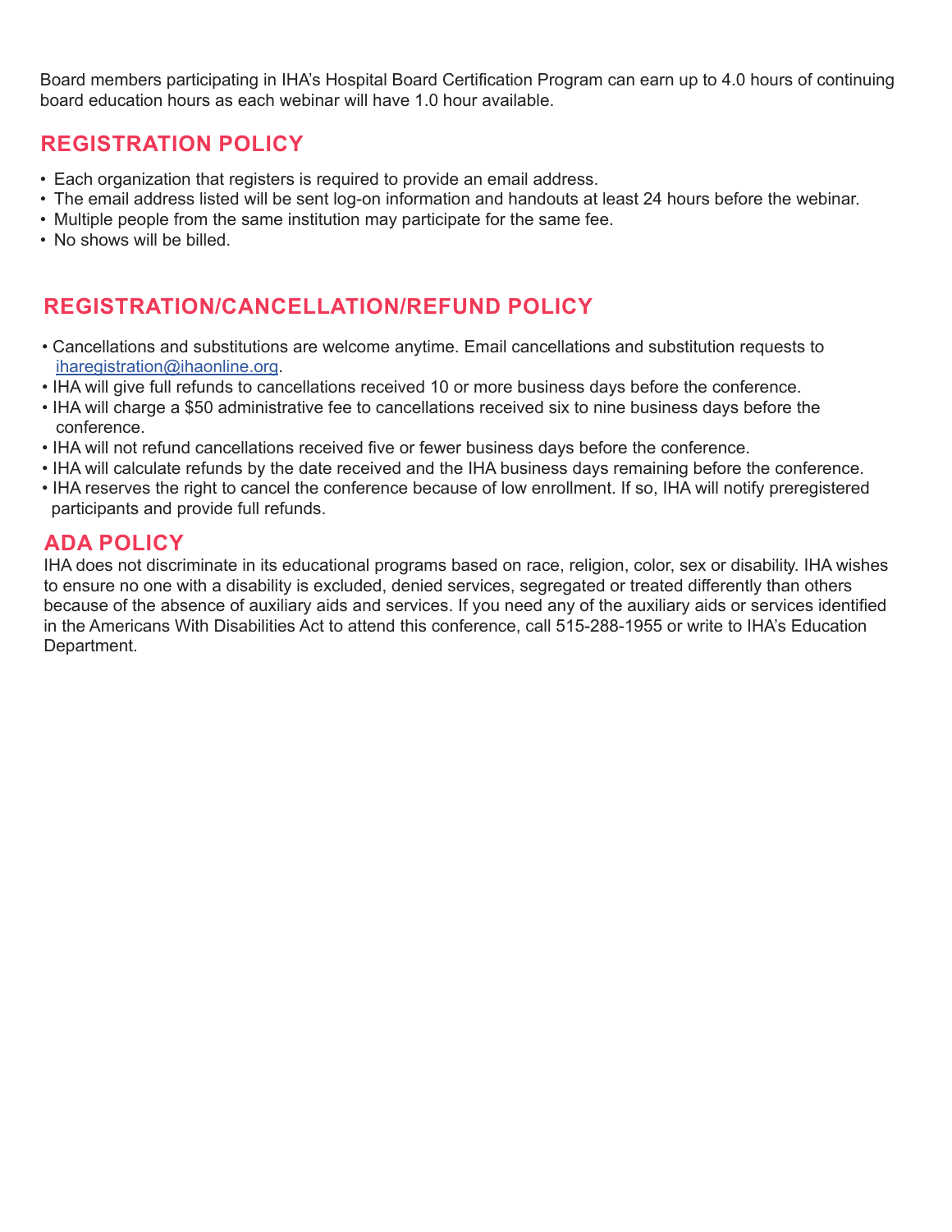Board members participating in IHA's Hospital Board Certification Program can earn up to 4.0 hours of continuing board education hours as each webinar will have 1.0 hour available.

## REGISTRATION POLICY

- Each organization that registers is required to provide an email address.
- The email address listed will be sent log-on information and handouts at least 24 hours before the webinar.
- Multiple people from the same institution may participate for the same fee.
- No shows will be billed.

## REGISTRATION/CANCELLATION/REFUND POLICY

- Cancellations and substitutions are welcome anytime. Email cancellations and substitution requests to iharegistration@ihaonline.org.
- IHA will give full refunds to cancellations received 10 or more business days before the conference.
- IHA will charge a $50 administrative fee to cancellations received six to nine business days before the conference.
- IHA will not refund cancellations received five or fewer business days before the conference.
- IHA will calculate refunds by the date received and the IHA business days remaining before the conference.
- IHA reserves the right to cancel the conference because of low enrollment. If so, IHA will notify preregistered participants and provide full refunds.

## ADA POLICY

IHA does not discriminate in its educational programs based on race, religion, color, sex or disability. IHA wishes to ensure no one with a disability is excluded, denied services, segregated or treated differently than others because of the absence of auxiliary aids and services. If you need any of the auxiliary aids or services identified in the Americans With Disabilities Act to attend this conference, call 515-288-1955 or write to IHA's Education Department.